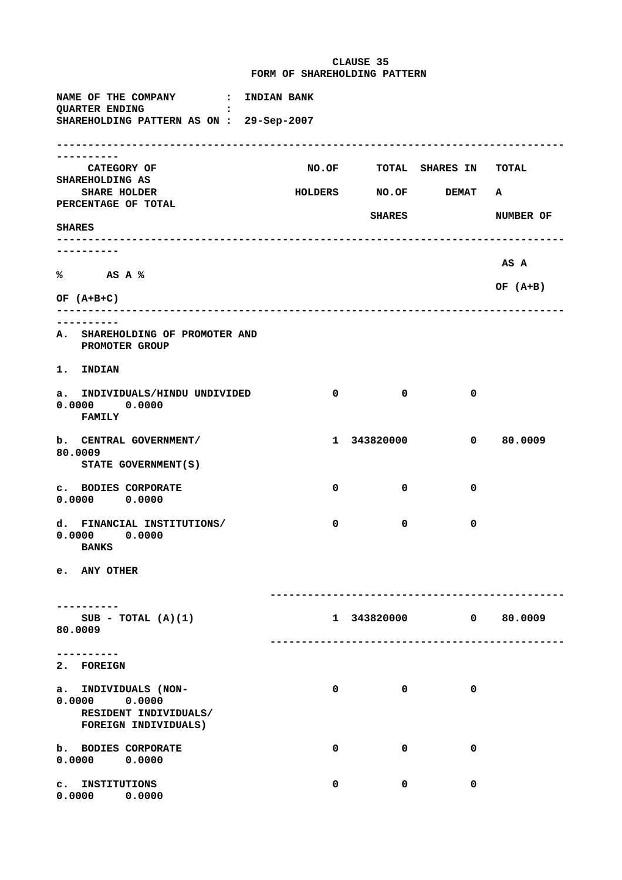**CLAUSE 35**
**FORM OF SHAREHOLDING PATTERN**

NAME OF THE COMPANY : INDIAN BANK
QUARTER ENDING :
SHAREHOLDING PATTERN AS ON : 29-Sep-2007

| CATEGORY OF SHARE HOLDER | NO.OF HOLDERS | TOTAL NO.OF SHARES | SHARES IN DEMAT | TOTAL SHAREHOLDING AS A PERCENTAGE OF TOTAL NUMBER OF SHARES AS A % OF (A+B) | AS A % OF (A+B+C) |
|---|---|---|---|---|---|
| A. SHAREHOLDING OF PROMOTER AND PROMOTER GROUP | | | | | |
| 1. INDIAN | | | | | |
| a. INDIVIDUALS/HINDU UNDIVIDED FAMILY | 0 | 0 | 0 | 0.0000 | 0.0000 |
| b. CENTRAL GOVERNMENT/ STATE GOVERNMENT(S) | 1 | 343820000 | 0 | 80.0009 | 80.0009 |
| c. BODIES CORPORATE | 0 | 0 | 0 | 0.0000 | 0.0000 |
| d. FINANCIAL INSTITUTIONS/ BANKS | 0 | 0 | 0 | 0.0000 | 0.0000 |
| e. ANY OTHER | | | | | |
| SUB - TOTAL (A)(1) | 1 | 343820000 | 0 | 80.0009 | 80.0009 |
| 2. FOREIGN | | | | | |
| a. INDIVIDUALS (NON-RESIDENT INDIVIDUALS/ FOREIGN INDIVIDUALS) | 0 | 0 | 0 | 0.0000 | 0.0000 |
| b. BODIES CORPORATE | 0 | 0 | 0 | 0.0000 | 0.0000 |
| c. INSTITUTIONS | 0 | 0 | 0 | 0.0000 | 0.0000 |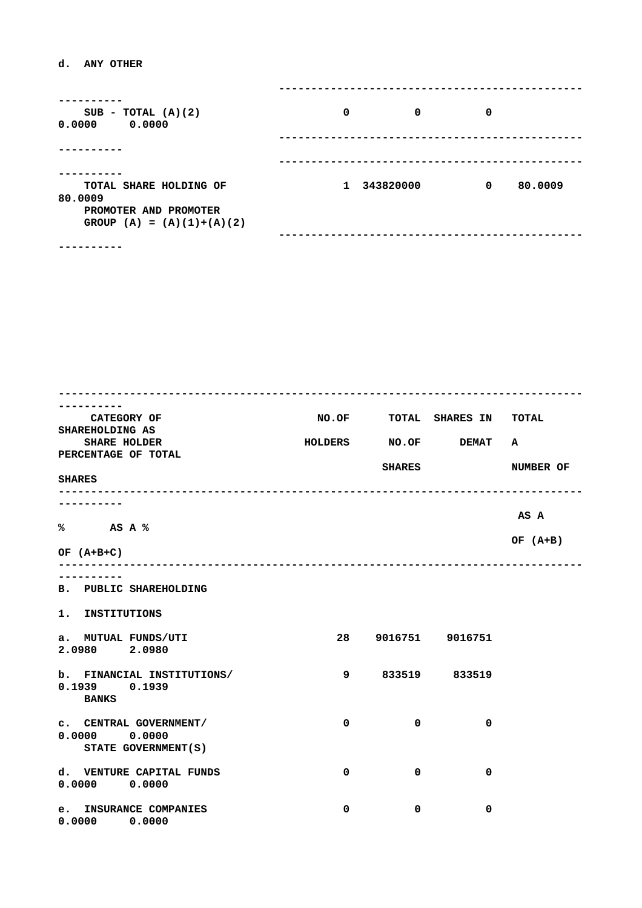d. ANY OTHER

| | | | | | |
|---|---|---|---|---|---|
| SUB - TOTAL (A)(2) | 0 | 0 | 0 | 0.0000 | 0.0000 |
| TOTAL SHARE HOLDING OF PROMOTER AND PROMOTER GROUP (A) = (A)(1)+(A)(2) | 1 | 343820000 | 0 | 80.0009 | 80.0009 |

| CATEGORY OF SHARE HOLDER | NO.OF HOLDERS | TOTAL NO.OF SHARES | SHARES IN DEMAT | TOTAL SHAREHOLDING AS A PERCENTAGE OF TOTAL NUMBER OF SHARES AS A % OF (A+B) | AS A % OF (A+B+C) |
|---|---|---|---|---|---|
| B. PUBLIC SHAREHOLDING | | | | | |
| 1. INSTITUTIONS | | | | | |
| a. MUTUAL FUNDS/UTI | 28 | 9016751 | 9016751 | 2.0980 | 2.0980 |
| b. FINANCIAL INSTITUTIONS/ BANKS | 9 | 833519 | 833519 | 0.1939 | 0.1939 |
| c. CENTRAL GOVERNMENT/ STATE GOVERNMENT(S) | 0 | 0 | 0 | 0.0000 | 0.0000 |
| d. VENTURE CAPITAL FUNDS | 0 | 0 | 0 | 0.0000 | 0.0000 |
| e. INSURANCE COMPANIES | 0 | 0 | 0 | 0.0000 | 0.0000 |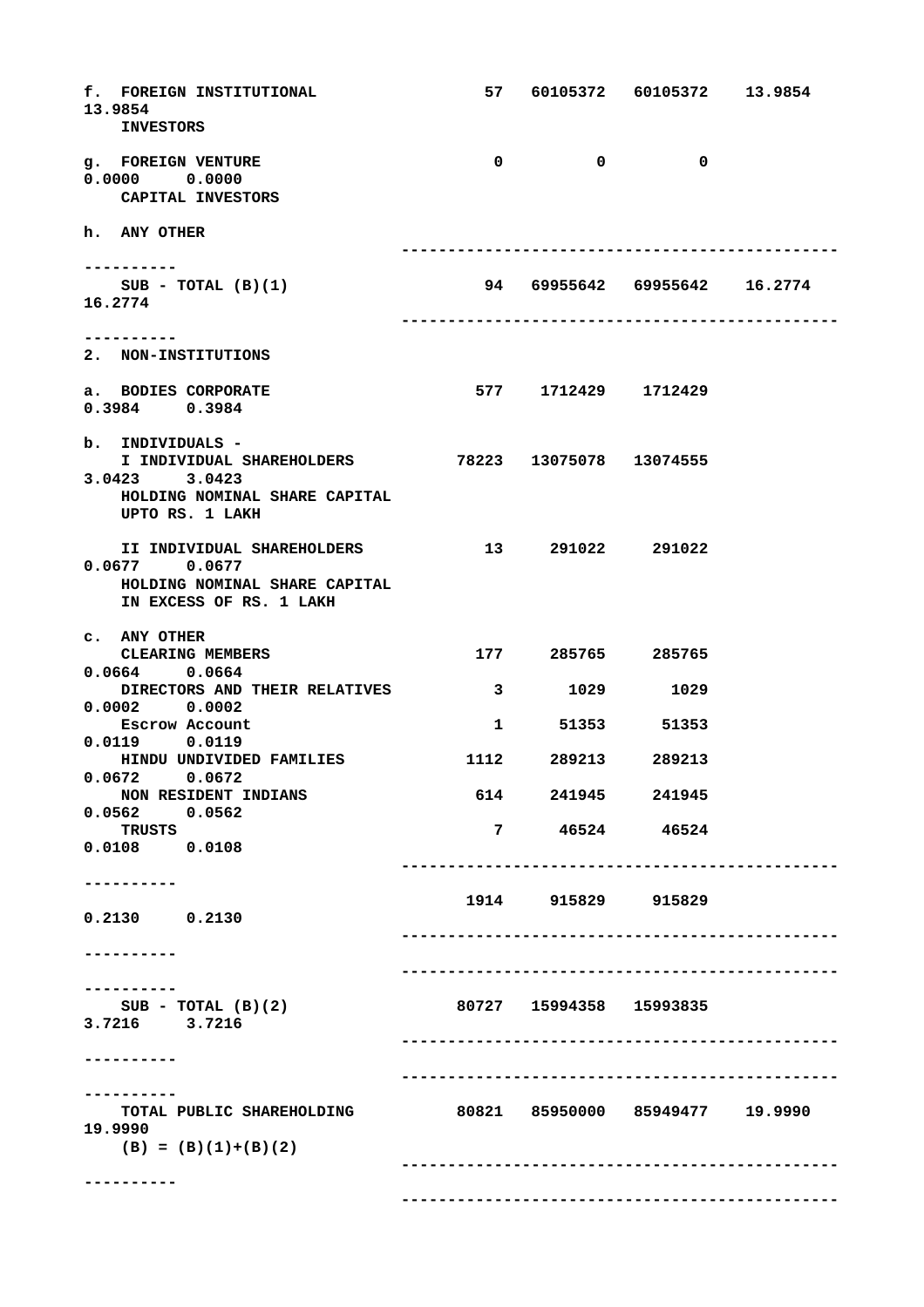| Category | No. of Shareholders | Total No. of Shares | No. of Shares in Demat Form | As % of (A+B) | As % of (A+B+C) |
|---|---|---|---|---|---|
| f. FOREIGN INSTITUTIONAL INVESTORS | 57 | 60105372 | 60105372 | 13.9854 | 13.9854 |
| g. FOREIGN VENTURE CAPITAL INVESTORS | 0 | 0 | 0 | 0.0000 | 0.0000 |
| h. ANY OTHER | | | | | |
| SUB - TOTAL (B)(1) | 94 | 69955642 | 69955642 | 16.2774 | 16.2774 |
| 2. NON-INSTITUTIONS | | | | | |
| a. BODIES CORPORATE | 577 | 1712429 | 1712429 | 0.3984 | 0.3984 |
| b. INDIVIDUALS - | | | | | |
| I INDIVIDUAL SHAREHOLDERS HOLDING NOMINAL SHARE CAPITAL UPTO RS. 1 LAKH | 78223 | 13075078 | 13074555 | 3.0423 | 3.0423 |
| II INDIVIDUAL SHAREHOLDERS HOLDING NOMINAL SHARE CAPITAL IN EXCESS OF RS. 1 LAKH | 13 | 291022 | 291022 | 0.0677 | 0.0677 |
| c. ANY OTHER | | | | | |
| CLEARING MEMBERS | 177 | 285765 | 285765 | 0.0664 | 0.0664 |
| DIRECTORS AND THEIR RELATIVES | 3 | 1029 | 1029 | 0.0002 | 0.0002 |
| Escrow Account | 1 | 51353 | 51353 | 0.0119 | 0.0119 |
| HINDU UNDIVIDED FAMILIES | 1112 | 289213 | 289213 | 0.0672 | 0.0672 |
| NON RESIDENT INDIANS | 614 | 241945 | 241945 | 0.0562 | 0.0562 |
| TRUSTS | 7 | 46524 | 46524 | 0.0108 | 0.0108 |
| | 1914 | 915829 | 915829 | 0.2130 | 0.2130 |
| SUB - TOTAL (B)(2) | 80727 | 15994358 | 15993835 | 3.7216 | 3.7216 |
| TOTAL PUBLIC SHAREHOLDING (B) = (B)(1)+(B)(2) | 80821 | 85950000 | 85949477 | 19.9990 | 19.9990 |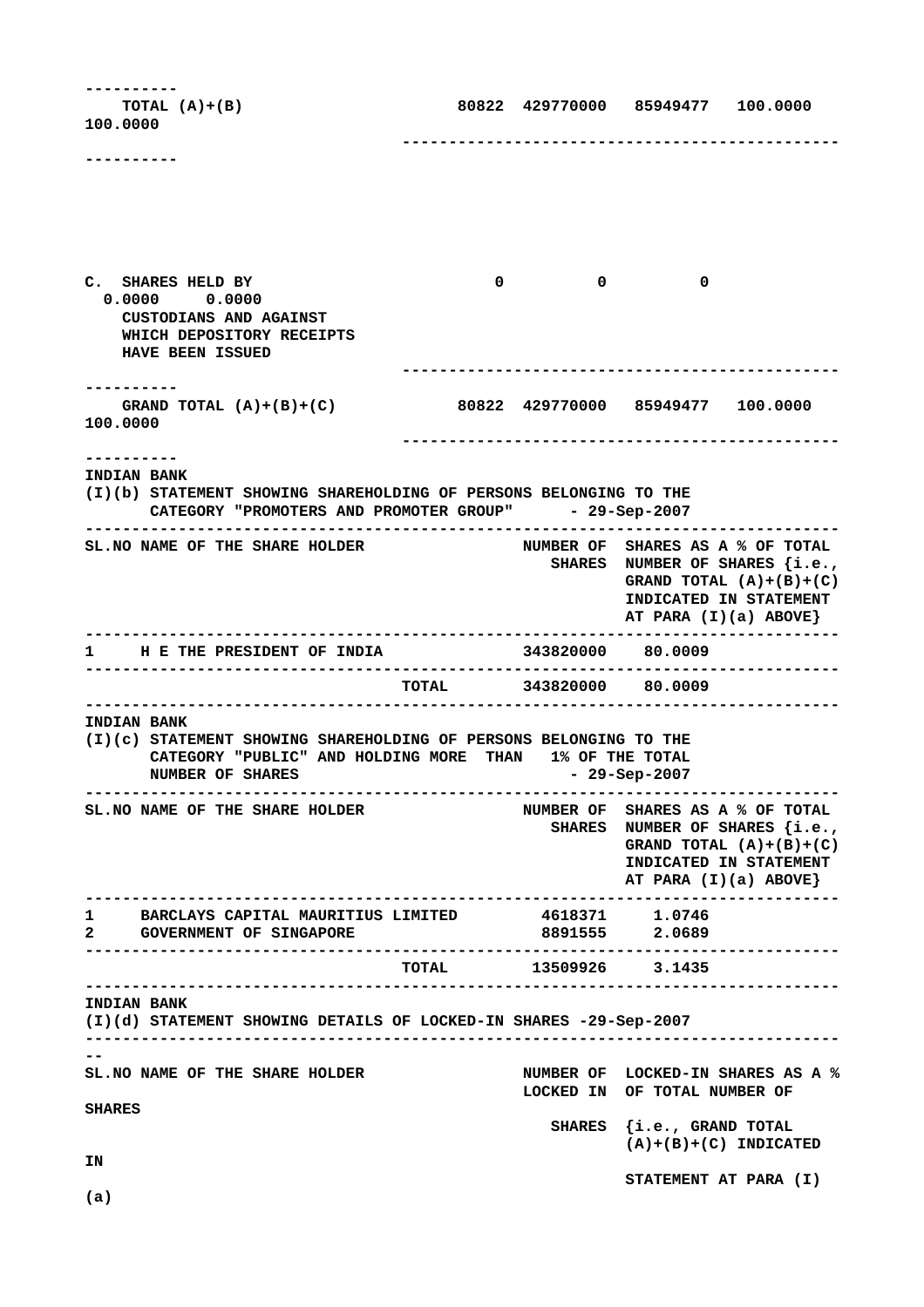| | | | | | |
|---|---|---|---|---|---|
| TOTAL (A)+(B) | 80822 | 429770000 | 85949477 | 100.0000 | 100.0000 |
| C. SHARES HELD BY CUSTODIANS AND AGAINST WHICH DEPOSITORY RECEIPTS HAVE BEEN ISSUED | 0 | 0 | 0 | 0.0000 | 0.0000 |
| GRAND TOTAL (A)+(B)+(C) | 80822 | 429770000 | 85949477 | 100.0000 | 100.0000 |

INDIAN BANK

(I)(b) STATEMENT SHOWING SHAREHOLDING OF PERSONS BELONGING TO THE CATEGORY "PROMOTERS AND PROMOTER GROUP" - 29-Sep-2007

| SL.NO | NAME OF THE SHARE HOLDER | NUMBER OF SHARES | SHARES AS A % OF TOTAL NUMBER OF SHARES {i.e., GRAND TOTAL (A)+(B)+(C) INDICATED IN STATEMENT AT PARA (I)(a) ABOVE} |
|---|---|---|---|
| 1 | H E THE PRESIDENT OF INDIA | 343820000 | 80.0009 |
| | TOTAL | 343820000 | 80.0009 |

INDIAN BANK

(I)(c) STATEMENT SHOWING SHAREHOLDING OF PERSONS BELONGING TO THE CATEGORY "PUBLIC" AND HOLDING MORE THAN 1% OF THE TOTAL NUMBER OF SHARES - 29-Sep-2007

| SL.NO | NAME OF THE SHARE HOLDER | NUMBER OF SHARES | SHARES AS A % OF TOTAL NUMBER OF SHARES {i.e., GRAND TOTAL (A)+(B)+(C) INDICATED IN STATEMENT AT PARA (I)(a) ABOVE} |
|---|---|---|---|
| 1 | BARCLAYS CAPITAL MAURITIUS LIMITED | 4618371 | 1.0746 |
| 2 | GOVERNMENT OF SINGAPORE | 8891555 | 2.0689 |
| | TOTAL | 13509926 | 3.1435 |

INDIAN BANK

(I)(d) STATEMENT SHOWING DETAILS OF LOCKED-IN SHARES -29-Sep-2007

| SL.NO | NAME OF THE SHARE HOLDER | NUMBER OF LOCKED IN SHARES | LOCKED-IN SHARES AS A % OF TOTAL NUMBER OF SHARES {i.e., GRAND TOTAL (A)+(B)+(C) INDICATED IN STATEMENT AT PARA (I)(a) |
|---|---|---|---|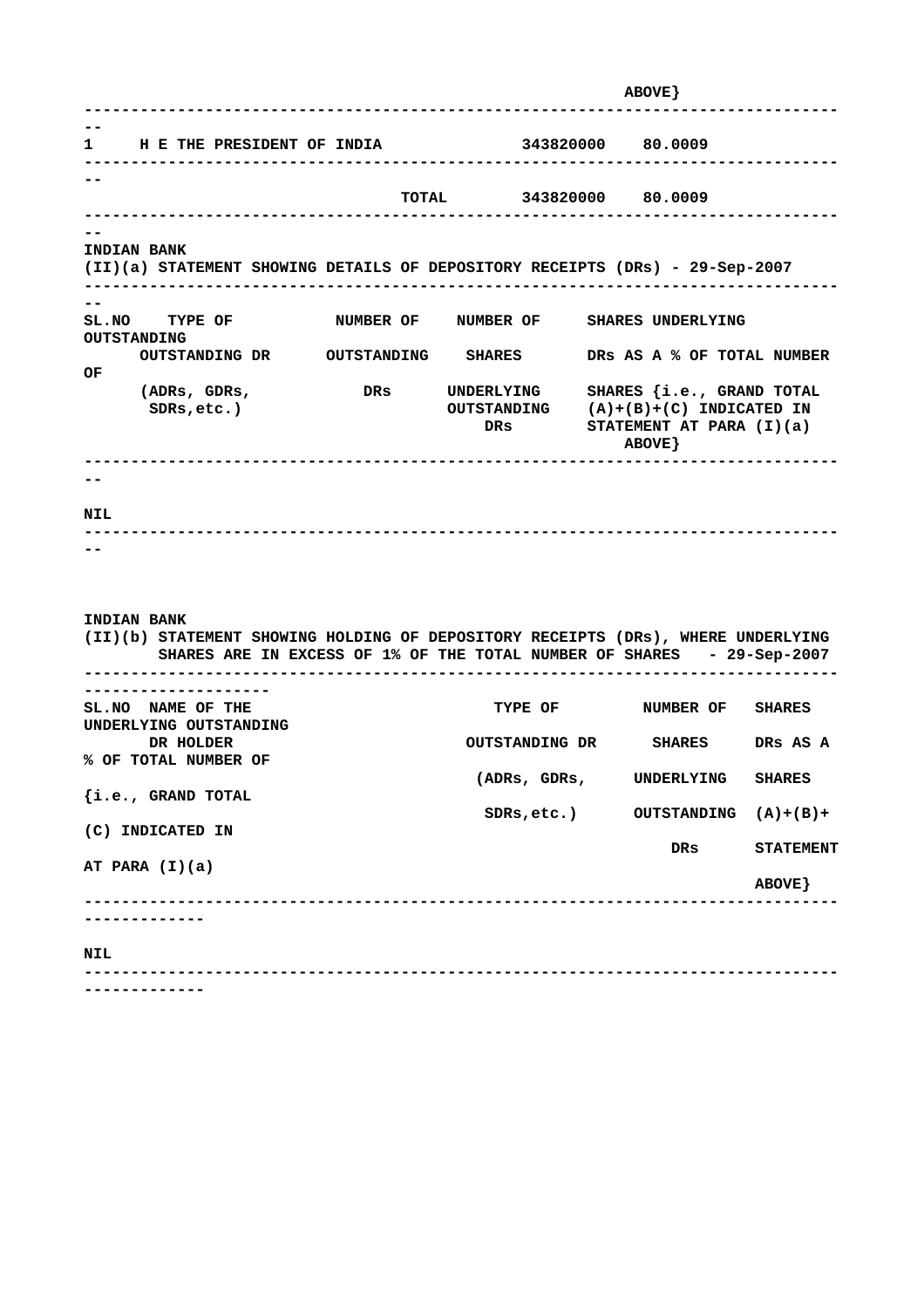ABOVE}

| | | | |
|---|---|---|---|
| 1 | H E THE PRESIDENT OF INDIA | 343820000 | 80.0009 |
| | TOTAL | 343820000 | 80.0009 |

INDIAN BANK

(II)(a) STATEMENT SHOWING DETAILS OF DEPOSITORY RECEIPTS (DRs) - 29-Sep-2007

| SL.NO | TYPE OF OUTSTANDING DR (ADRs, GDRs, SDRs,etc.) | NUMBER OF OUTSTANDING DRs | NUMBER OF SHARES UNDERLYING OUTSTANDING DRs | SHARES UNDERLYING OUTSTANDING DRs AS A % OF TOTAL NUMBER OF SHARES {i.e., GRAND TOTAL (A)+(B)+(C) INDICATED IN STATEMENT AT PARA (I)(a) ABOVE} |
|---|---|---|---|---|
| NIL | | | | |

INDIAN BANK

(II)(b) STATEMENT SHOWING HOLDING OF DEPOSITORY RECEIPTS (DRs), WHERE UNDERLYING SHARES ARE IN EXCESS OF 1% OF THE TOTAL NUMBER OF SHARES - 29-Sep-2007

| SL.NO | NAME OF THE DR HOLDER | TYPE OF OUTSTANDING DR (ADRs, GDRs, SDRs,etc.) | NUMBER OF SHARES UNDERLYING OUTSTANDING DRs | SHARES UNDERLYING OUTSTANDING DRs AS A % OF TOTAL NUMBER OF SHARES {i.e., GRAND TOTAL (A)+(B)+(C) INDICATED IN STATEMENT AT PARA (I)(a) ABOVE} |
|---|---|---|---|---|
| NIL | | | | |